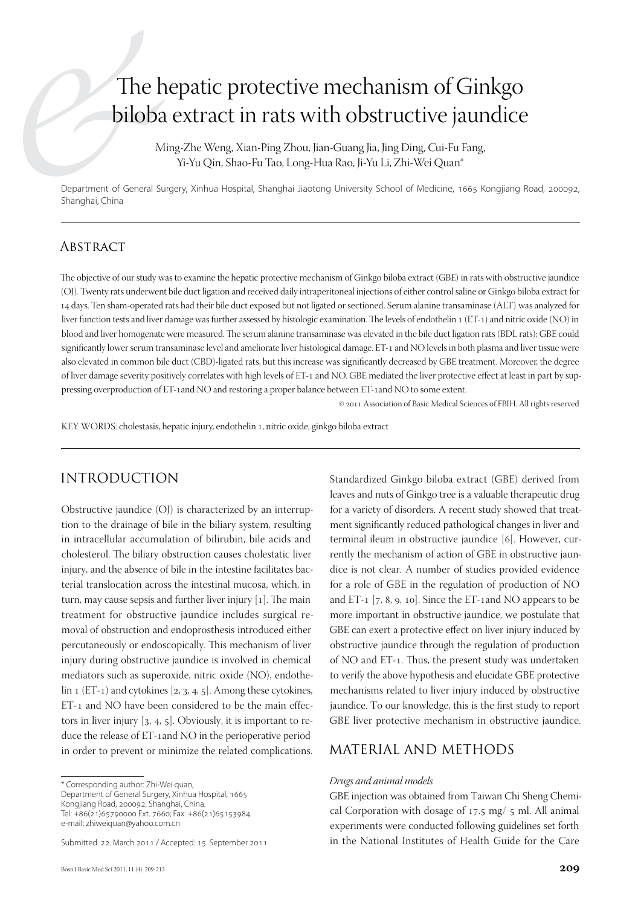# The hepatic protective mechanism of Ginkgo biloba extract in rats with obstructive jaundice

Ming-Zhe Weng, Xian-Ping Zhou, Jian-Guang Jia, Jing Ding, Cui-Fu Fang, Yi-Yu Qin, Shao-Fu Tao, Long-Hua Rao, Ji-Yu Li, Zhi-Wei Quan*

Department of General Surgery, Xinhua Hospital, Shanghai Jiaotong University School of Medicine, 1665 Kongjiang Road, 200092, Shanghai, China

## Abstract

The objective of our study was to examine the hepatic protective mechanism of Ginkgo biloba extract (GBE) in rats with obstructive jaundice (OJ). Twenty rats underwent bile duct ligation and received daily intraperitoneal injections of either control saline or Ginkgo biloba extract for 14 days. Ten sham-operated rats had their bile duct exposed but not ligated or sectioned. Serum alanine transaminase (ALT) was analyzed for liver function tests and liver damage was further assessed by histologic examination. The levels of endothelin 1 (ET-1) and nitric oxide (NO) in blood and liver homogenate were measured. The serum alanine transaminase was elevated in the bile duct ligation rats (BDL rats); GBE could significantly lower serum transaminase level and ameliorate liver histological damage. ET-1 and NO levels in both plasma and liver tissue were also elevated in common bile duct (CBD)-ligated rats, but this increase was significantly decreased by GBE treatment. Moreover, the degree of liver damage severity positively correlates with high levels of ET-1 and NO. GBE mediated the liver protective effect at least in part by suppressing overproduction of ET-1and NO and restoring a proper balance between ET-1and NO to some extent.

© 2011 Association of Basic Medical Sciences of FBIH. All rights reserved

KEY WORDS: cholestasis, hepatic injury, endothelin 1, nitric oxide, ginkgo biloba extract

## INTRODUCTION

Obstructive jaundice (OJ) is characterized by an interruption to the drainage of bile in the biliary system, resulting in intracellular accumulation of bilirubin, bile acids and cholesterol. The biliary obstruction causes cholestatic liver injury, and the absence of bile in the intestine facilitates bacterial translocation across the intestinal mucosa, which, in turn, may cause sepsis and further liver injury [1]. The main treatment for obstructive jaundice includes surgical removal of obstruction and endoprosthesis introduced either percutaneously or endoscopically. This mechanism of liver injury during obstructive jaundice is involved in chemical mediators such as superoxide, nitric oxide (NO), endothelin 1 (ET-1) and cytokines [2, 3, 4, 5]. Among these cytokines, ET-1 and NO have been considered to be the main effectors in liver injury [3, 4, 5]. Obviously, it is important to reduce the release of ET-1and NO in the perioperative period in order to prevent or minimize the related complications.

Standardized Ginkgo biloba extract (GBE) derived from leaves and nuts of Ginkgo tree is a valuable therapeutic drug for a variety of disorders. A recent study showed that treatment significantly reduced pathological changes in liver and terminal ileum in obstructive jaundice [6]. However, currently the mechanism of action of GBE in obstructive jaundice is not clear. A number of studies provided evidence for a role of GBE in the regulation of production of NO and ET-1 [7, 8, 9, 10]. Since the ET-1and NO appears to be more important in obstructive jaundice, we postulate that GBE can exert a protective effect on liver injury induced by obstructive jaundice through the regulation of production of NO and ET-1. Thus, the present study was undertaken to verify the above hypothesis and elucidate GBE protective mechanisms related to liver injury induced by obstructive jaundice. To our knowledge, this is the first study to report GBE liver protective mechanism in obstructive jaundice.

## MATERIAL AND METHODS

### *Drugs and animal models*

GBE injection was obtained from Taiwan Chi Sheng Chemical Corporation with dosage of 17.5 mg/ 5 ml. All animal experiments were conducted following guidelines set forth in the National Institutes of Health Guide for the Care

\* Corresponding author: Zhi-Wei quan,
Department of General Surgery, Xinhua Hospital, 1665 Kongjiang Road, 200092, Shanghai, China.
Tel: +86(21)65790000 Ext. 7660; Fax: +86(21)65153984.
e-mail: zhiweiquan@yahoo.com.cn

Submitted: 22. March 2011 / Accepted: 15. September 2011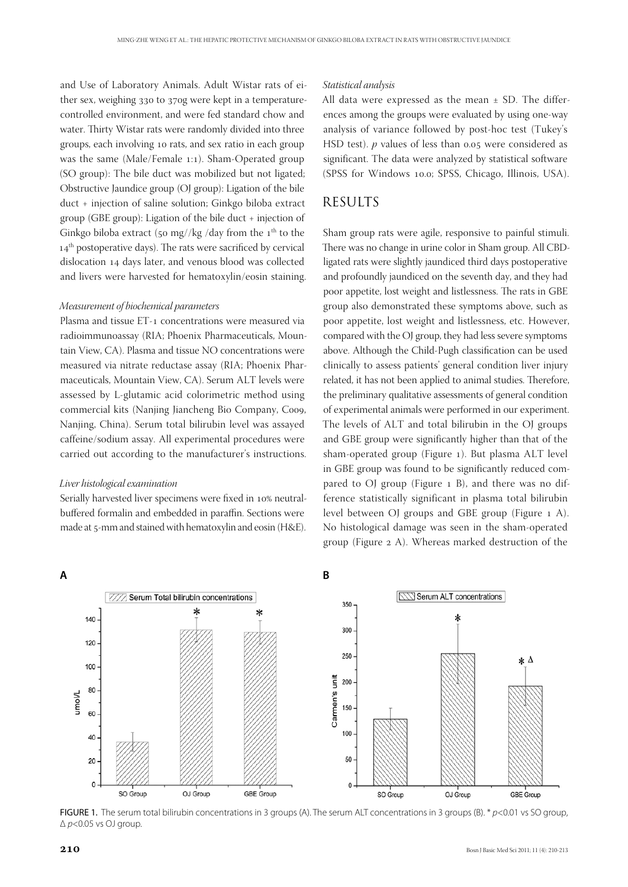and Use of Laboratory Animals. Adult Wistar rats of either sex, weighing 330 to 370g were kept in a temperature-controlled environment, and were fed standard chow and water. Thirty Wistar rats were randomly divided into three groups, each involving 10 rats, and sex ratio in each group was the same (Male/Female 1:1). Sham-Operated group (SO group): The bile duct was mobilized but not ligated; Obstructive Jaundice group (OJ group): Ligation of the bile duct + injection of saline solution; Ginkgo biloba extract group (GBE group): Ligation of the bile duct + injection of Ginkgo biloba extract (50 mg//kg /day from the 1[th] to the 14[th] postoperative days). The rats were sacrificed by cervical dislocation 14 days later, and venous blood was collected and livers were harvested for hematoxylin/eosin staining.

### *Measurement of biochemical parameters*

Plasma and tissue ET-1 concentrations were measured via radioimmunoassay (RIA; Phoenix Pharmaceuticals, Mountain View, CA). Plasma and tissue NO concentrations were measured via nitrate reductase assay (RIA; Phoenix Pharmaceuticals, Mountain View, CA). Serum ALT levels were assessed by L-glutamic acid colorimetric method using commercial kits (Nanjing Jiancheng Bio Company, C009, Nanjing, China). Serum total bilirubin level was assayed caffeine/sodium assay. All experimental procedures were carried out according to the manufacturer's instructions.

### *Liver histological examination*

Serially harvested liver specimens were fixed in 10% neutral-buffered formalin and embedded in paraffin. Sections were made at 5-mm and stained with hematoxylin and eosin (H&E).

### *Statistical analysis*

All data were expressed as the mean ± SD. The differences among the groups were evaluated by using one-way analysis of variance followed by post-hoc test (Tukey's HSD test). *p* values of less than 0.05 were considered as significant. The data were analyzed by statistical software (SPSS for Windows 10.0; SPSS, Chicago, Illinois, USA).

## RESULTS

Sham group rats were agile, responsive to painful stimuli. There was no change in urine color in Sham group. All CBD-ligated rats were slightly jaundiced third days postoperative and profoundly jaundiced on the seventh day, and they had poor appetite, lost weight and listlessness. The rats in GBE group also demonstrated these symptoms above, such as poor appetite, lost weight and listlessness, etc. However, compared with the OJ group, they had less severe symptoms above. Although the Child-Pugh classification can be used clinically to assess patients' general condition liver injury related, it has not been applied to animal studies. Therefore, the preliminary qualitative assessments of general condition of experimental animals were performed in our experiment. The levels of ALT and total bilirubin in the OJ groups and GBE group were significantly higher than that of the sham-operated group (Figure 1). But plasma ALT level in GBE group was found to be significantly reduced compared to OJ group (Figure 1 B), and there was no difference statistically significant in plasma total bilirubin level between OJ groups and GBE group (Figure 1 A). No histological damage was seen in the sham-operated group (Figure 2 A). Whereas marked destruction of the

FIGURE 1. The serum total bilirubin concentrations in 3 groups (A). The serum ALT concentrations in 3 groups (B). * $p<0.01$ vs SO group, Δ $p<0.05$ vs OJ group.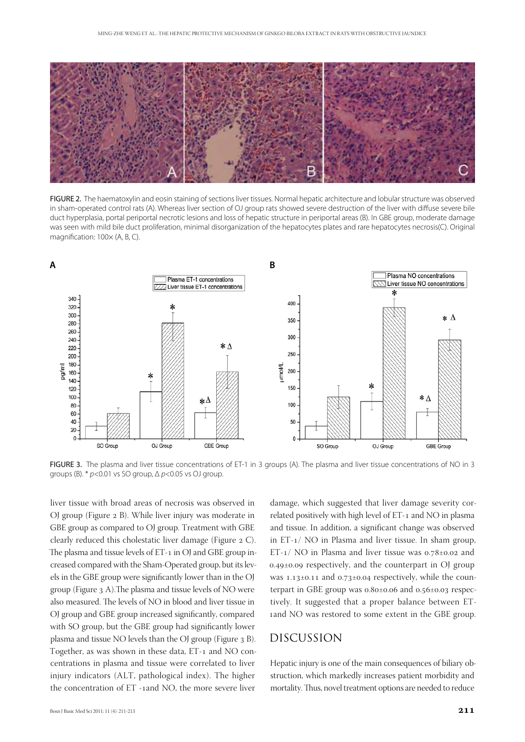FIGURE 2. The haematoxylin and eosin staining of sections liver tissues. Normal hepatic architecture and lobular structure was observed in sham-operated control rats (A). Whereas liver section of OJ group rats showed severe destruction of the liver with diffuse severe bile duct hyperplasia, portal periportal necrotic lesions and loss of hepatic structure in periportal areas (B). In GBE group, moderate damage was seen with mild bile duct proliferation, minimal disorganization of the hepatocytes plates and rare hepatocytes necrosis(C). Original magnification: 100× (A, B, C).

FIGURE 3. The plasma and liver tissue concentrations of ET-1 in 3 groups (A). The plasma and liver tissue concentrations of NO in 3 groups (B). * $p<0.01$ vs SO group, Δ $p<0.05$ vs OJ group.

liver tissue with broad areas of necrosis was observed in OJ group (Figure 2 B). While liver injury was moderate in GBE group as compared to OJ group. Treatment with GBE clearly reduced this cholestatic liver damage (Figure 2 C). The plasma and tissue levels of ET-1 in OJ and GBE group increased compared with the Sham-Operated group, but its levels in the GBE group were significantly lower than in the OJ group (Figure 3 A).The plasma and tissue levels of NO were also measured. The levels of NO in blood and liver tissue in OJ group and GBE group increased significantly, compared with SO group, but the GBE group had significantly lower plasma and tissue NO levels than the OJ group (Figure 3 B). Together, as was shown in these data, ET-1 and NO concentrations in plasma and tissue were correlated to liver injury indicators (ALT, pathological index). The higher the concentration of ET -1and NO, the more severe liver damage, which suggested that liver damage severity correlated positively with high level of ET-1 and NO in plasma and tissue. In addition, a significant change was observed in ET-1/ NO in Plasma and liver tissue. In sham group, ET-1/ NO in Plasma and liver tissue was 0.78±0.02 and 0.49±0.09 respectively, and the counterpart in OJ group was 1.13±0.11 and 0.73±0.04 respectively, while the counterpart in GBE group was 0.80±0.06 and 0.56±0.03 respectively. It suggested that a proper balance between ET-1and NO was restored to some extent in the GBE group.

## DISCUSSION

Hepatic injury is one of the main consequences of biliary obstruction, which markedly increases patient morbidity and mortality. Thus, novel treatment options are needed to reduce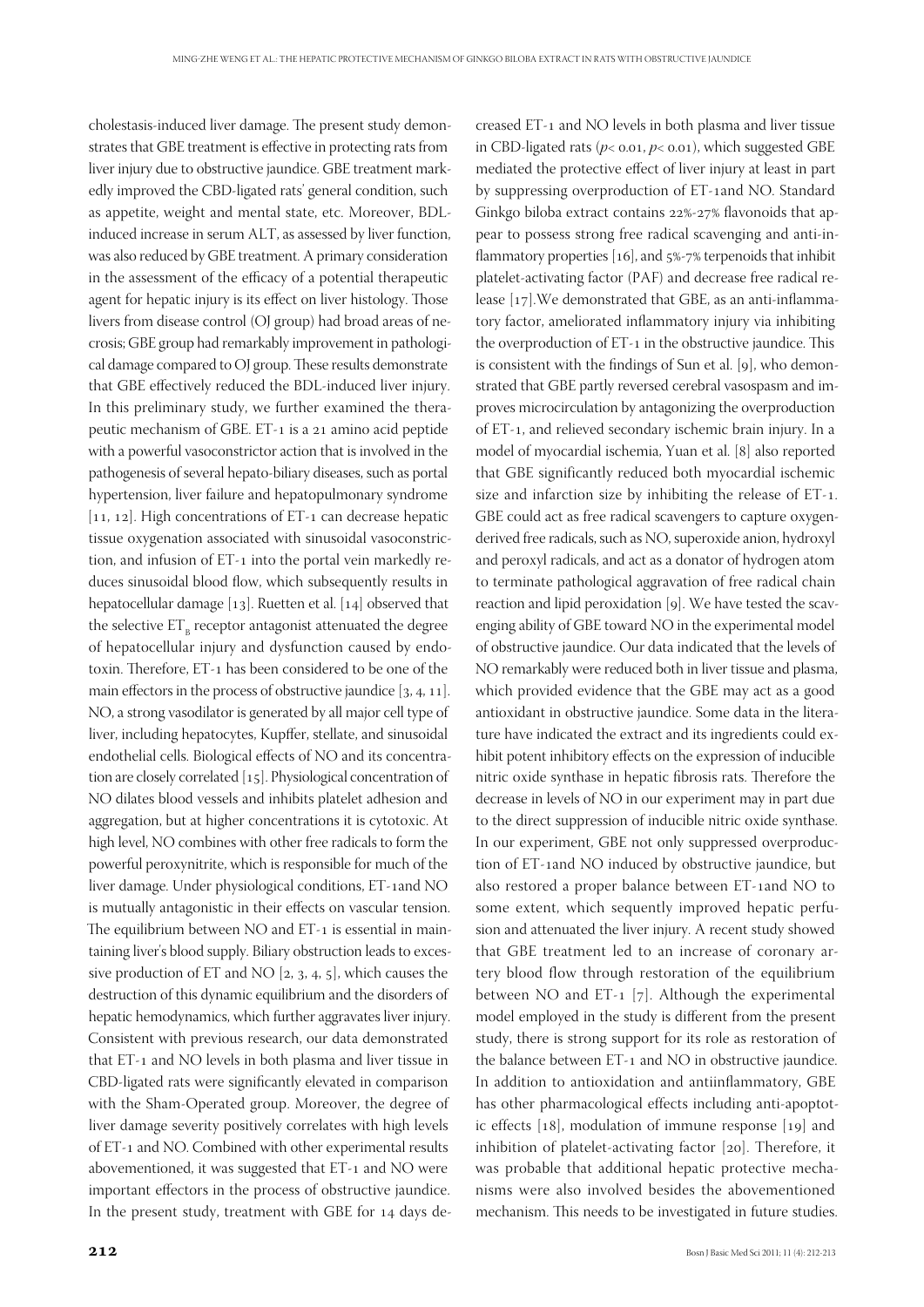cholestasis-induced liver damage. The present study demonstrates that GBE treatment is effective in protecting rats from liver injury due to obstructive jaundice. GBE treatment markedly improved the CBD-ligated rats' general condition, such as appetite, weight and mental state, etc. Moreover, BDL-induced increase in serum ALT, as assessed by liver function, was also reduced by GBE treatment. A primary consideration in the assessment of the efficacy of a potential therapeutic agent for hepatic injury is its effect on liver histology. Those livers from disease control (OJ group) had broad areas of necrosis; GBE group had remarkably improvement in pathological damage compared to OJ group. These results demonstrate that GBE effectively reduced the BDL-induced liver injury. In this preliminary study, we further examined the therapeutic mechanism of GBE. ET-1 is a 21 amino acid peptide with a powerful vasoconstrictor action that is involved in the pathogenesis of several hepato-biliary diseases, such as portal hypertension, liver failure and hepatopulmonary syndrome [11, 12]. High concentrations of ET-1 can decrease hepatic tissue oxygenation associated with sinusoidal vasoconstriction, and infusion of ET-1 into the portal vein markedly reduces sinusoidal blood flow, which subsequently results in hepatocellular damage [13]. Ruetten et al. [14] observed that the selective $ET_B$ receptor antagonist attenuated the degree of hepatocellular injury and dysfunction caused by endotoxin. Therefore, ET-1 has been considered to be one of the main effectors in the process of obstructive jaundice [3, 4, 11]. NO, a strong vasodilator is generated by all major cell type of liver, including hepatocytes, Kupffer, stellate, and sinusoidal endothelial cells. Biological effects of NO and its concentration are closely correlated [15]. Physiological concentration of NO dilates blood vessels and inhibits platelet adhesion and aggregation, but at higher concentrations it is cytotoxic. At high level, NO combines with other free radicals to form the powerful peroxynitrite, which is responsible for much of the liver damage. Under physiological conditions, ET-1and NO is mutually antagonistic in their effects on vascular tension. The equilibrium between NO and ET-1 is essential in maintaining liver's blood supply. Biliary obstruction leads to excessive production of ET and NO [2, 3, 4, 5], which causes the destruction of this dynamic equilibrium and the disorders of hepatic hemodynamics, which further aggravates liver injury. Consistent with previous research, our data demonstrated that ET-1 and NO levels in both plasma and liver tissue in CBD-ligated rats were significantly elevated in comparison with the Sham-Operated group. Moreover, the degree of liver damage severity positively correlates with high levels of ET-1 and NO. Combined with other experimental results abovementioned, it was suggested that ET-1 and NO were important effectors in the process of obstructive jaundice. In the present study, treatment with GBE for 14 days decreased ET-1 and NO levels in both plasma and liver tissue in CBD-ligated rats ($p < 0.01$, $p < 0.01$), which suggested GBE mediated the protective effect of liver injury at least in part by suppressing overproduction of ET-1and NO. Standard Ginkgo biloba extract contains 22%-27% flavonoids that appear to possess strong free radical scavenging and anti-inflammatory properties [16], and 5%-7% terpenoids that inhibit platelet-activating factor (PAF) and decrease free radical release [17].We demonstrated that GBE, as an anti-inflammatory factor, ameliorated inflammatory injury via inhibiting the overproduction of ET-1 in the obstructive jaundice. This is consistent with the findings of Sun et al. [9], who demonstrated that GBE partly reversed cerebral vasospasm and improves microcirculation by antagonizing the overproduction of ET-1, and relieved secondary ischemic brain injury. In a model of myocardial ischemia, Yuan et al. [8] also reported that GBE significantly reduced both myocardial ischemic size and infarction size by inhibiting the release of ET-1. GBE could act as free radical scavengers to capture oxygen-derived free radicals, such as NO, superoxide anion, hydroxyl and peroxyl radicals, and act as a donator of hydrogen atom to terminate pathological aggravation of free radical chain reaction and lipid peroxidation [9]. We have tested the scavenging ability of GBE toward NO in the experimental model of obstructive jaundice. Our data indicated that the levels of NO remarkably were reduced both in liver tissue and plasma, which provided evidence that the GBE may act as a good antioxidant in obstructive jaundice. Some data in the literature have indicated the extract and its ingredients could exhibit potent inhibitory effects on the expression of inducible nitric oxide synthase in hepatic fibrosis rats. Therefore the decrease in levels of NO in our experiment may in part due to the direct suppression of inducible nitric oxide synthase. In our experiment, GBE not only suppressed overproduction of ET-1and NO induced by obstructive jaundice, but also restored a proper balance between ET-1and NO to some extent, which sequently improved hepatic perfusion and attenuated the liver injury. A recent study showed that GBE treatment led to an increase of coronary artery blood flow through restoration of the equilibrium between NO and ET-1 [7]. Although the experimental model employed in the study is different from the present study, there is strong support for its role as restoration of the balance between ET-1 and NO in obstructive jaundice. In addition to antioxidation and antiinflammatory, GBE has other pharmacological effects including anti-apoptotic effects [18], modulation of immune response [19] and inhibition of platelet-activating factor [20]. Therefore, it was probable that additional hepatic protective mechanisms were also involved besides the abovementioned mechanism. This needs to be investigated in future studies.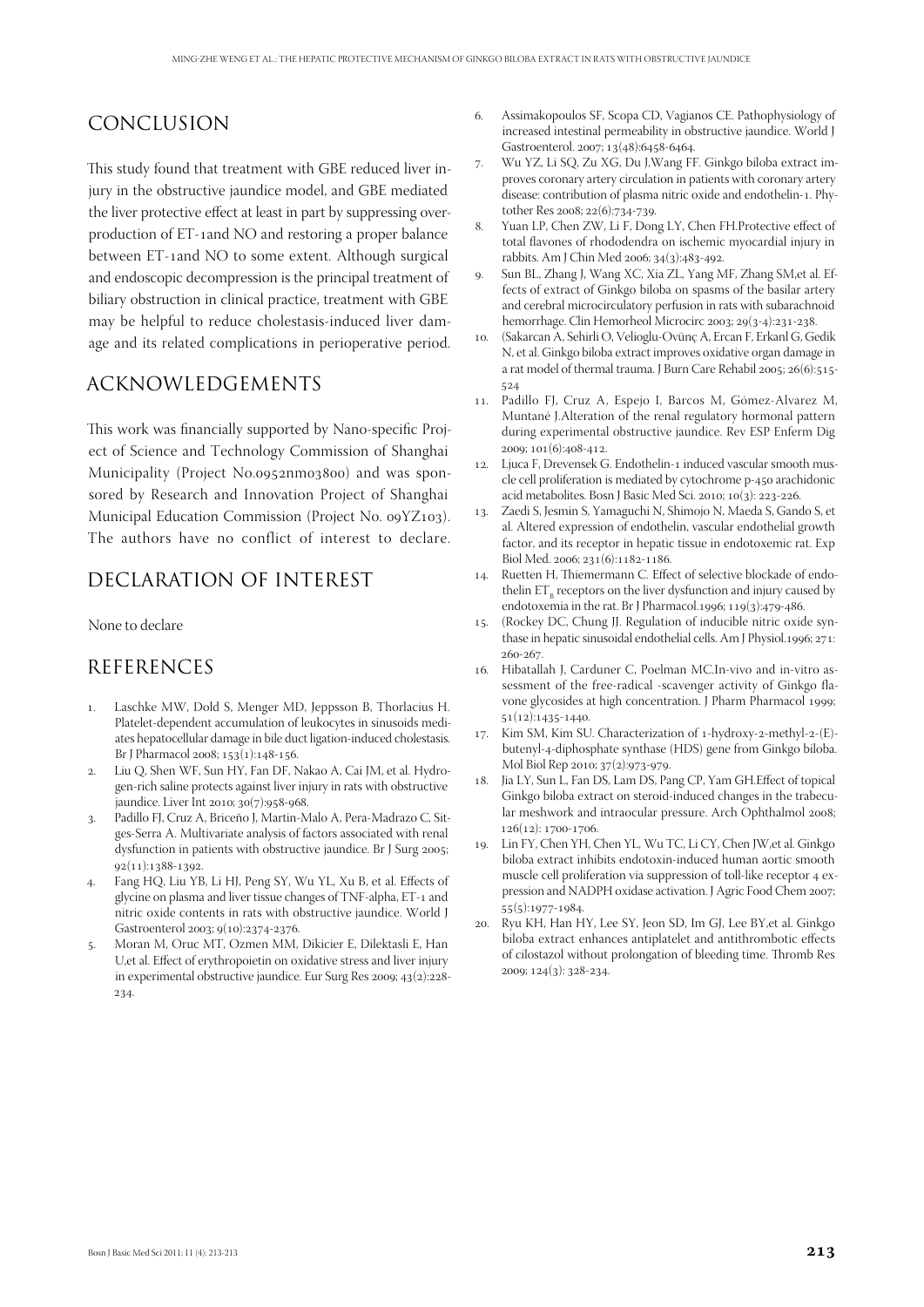## CONCLUSION

This study found that treatment with GBE reduced liver injury in the obstructive jaundice model, and GBE mediated the liver protective effect at least in part by suppressing overproduction of ET-1and NO and restoring a proper balance between ET-1and NO to some extent. Although surgical and endoscopic decompression is the principal treatment of biliary obstruction in clinical practice, treatment with GBE may be helpful to reduce cholestasis-induced liver damage and its related complications in perioperative period.

## ACKNOWLEDGEMENTS

This work was financially supported by Nano-specific Project of Science and Technology Commission of Shanghai Municipality (Project No.0952nm03800) and was sponsored by Research and Innovation Project of Shanghai Municipal Education Commission (Project No. 09YZ103). The authors have no conflict of interest to declare.

## DECLARATION OF INTEREST

None to declare

## REFERENCES

1. Laschke MW, Dold S, Menger MD, Jeppsson B, Thorlacius H. Platelet-dependent accumulation of leukocytes in sinusoids mediates hepatocellular damage in bile duct ligation-induced cholestasis. Br J Pharmacol 2008; 153(1):148-156.
2. Liu Q, Shen WF, Sun HY, Fan DF, Nakao A, Cai JM, et al. Hydrogen-rich saline protects against liver injury in rats with obstructive jaundice. Liver Int 2010; 30(7):958-968.
3. Padillo FJ, Cruz A, Briceño J, Martin-Malo A, Pera-Madrazo C, Sitges-Serra A. Multivariate analysis of factors associated with renal dysfunction in patients with obstructive jaundice. Br J Surg 2005; 92(11):1388-1392.
4. Fang HQ, Liu YB, Li HJ, Peng SY, Wu YL, Xu B, et al. Effects of glycine on plasma and liver tissue changes of TNF-alpha, ET-1 and nitric oxide contents in rats with obstructive jaundice. World J Gastroenterol 2003; 9(10):2374-2376.
5. Moran M, Oruc MT, Ozmen MM, Dikicier E, Dilektasli E, Han U,et al. Effect of erythropoietin on oxidative stress and liver injury in experimental obstructive jaundice. Eur Surg Res 2009; 43(2):228-234.
6. Assimakopoulos SF, Scopa CD, Vagianos CE. Pathophysiology of increased intestinal permeability in obstructive jaundice. World J Gastroenterol. 2007; 13(48):6458-6464.
7. Wu YZ, Li SQ, Zu XG, Du J,Wang FF. Ginkgo biloba extract improves coronary artery circulation in patients with coronary artery disease: contribution of plasma nitric oxide and endothelin-1. Phytother Res 2008; 22(6):734-739.
8. Yuan LP, Chen ZW, Li F, Dong LY, Chen FH.Protective effect of total flavones of rhododendra on ischemic myocardial injury in rabbits. Am J Chin Med 2006; 34(3):483-492.
9. Sun BL, Zhang J, Wang XC, Xia ZL, Yang MF, Zhang SM,et al. Effects of extract of Ginkgo biloba on spasms of the basilar artery and cerebral microcirculatory perfusion in rats with subarachnoid hemorrhage. Clin Hemorheol Microcirc 2003; 29(3-4):231-238.
10. (Sakarcan A, Sehirli O, Velioglu-Ovünç A, Ercan F, Erkanl G, Gedik N, et al. Ginkgo biloba extract improves oxidative organ damage in a rat model of thermal trauma. J Burn Care Rehabil 2005; 26(6):515-524
11. Padillo FJ, Cruz A, Espejo I, Barcos M, Gómez-Alvarez M, Muntané J.Alteration of the renal regulatory hormonal pattern during experimental obstructive jaundice. Rev ESP Enferm Dig 2009; 101(6):408-412.
12. Ljuca F, Drevensek G. Endothelin-1 induced vascular smooth muscle cell proliferation is mediated by cytochrome p-450 arachidonic acid metabolites. Bosn J Basic Med Sci. 2010; 10(3): 223-226.
13. Zaedi S, Jesmin S, Yamaguchi N, Shimojo N, Maeda S, Gando S, et al. Altered expression of endothelin, vascular endothelial growth factor, and its receptor in hepatic tissue in endotoxemic rat. Exp Biol Med. 2006; 231(6):1182-1186.
14. Ruetten H, Thiemermann C. Effect of selective blockade of endothelin $ET_B$ receptors on the liver dysfunction and injury caused by endotoxemia in the rat. Br J Pharmacol.1996; 119(3):479-486.
15. (Rockey DC, Chung JJ. Regulation of inducible nitric oxide synthase in hepatic sinusoidal endothelial cells. Am J Physiol.1996; 271: 260-267.
16. Hibatallah J, Carduner C, Poelman MC.In-vivo and in-vitro assessment of the free-radical -scavenger activity of Ginkgo flavone glycosides at high concentration. J Pharm Pharmacol 1999; 51(12):1435-1440.
17. Kim SM, Kim SU. Characterization of 1-hydroxy-2-methyl-2-(E)-butenyl-4-diphosphate synthase (HDS) gene from Ginkgo biloba. Mol Biol Rep 2010; 37(2):973-979.
18. Jia LY, Sun L, Fan DS, Lam DS, Pang CP, Yam GH.Effect of topical Ginkgo biloba extract on steroid-induced changes in the trabecular meshwork and intraocular pressure. Arch Ophthalmol 2008; 126(12): 1700-1706.
19. Lin FY, Chen YH, Chen YL, Wu TC, Li CY, Chen JW,et al. Ginkgo biloba extract inhibits endotoxin-induced human aortic smooth muscle cell proliferation via suppression of toll-like receptor 4 expression and NADPH oxidase activation. J Agric Food Chem 2007; 55(5):1977-1984.
20. Ryu KH, Han HY, Lee SY, Jeon SD, Im GJ, Lee BY,et al. Ginkgo biloba extract enhances antiplatelet and antithrombotic effects of cilostazol without prolongation of bleeding time. Thromb Res 2009; 124(3): 328-234.